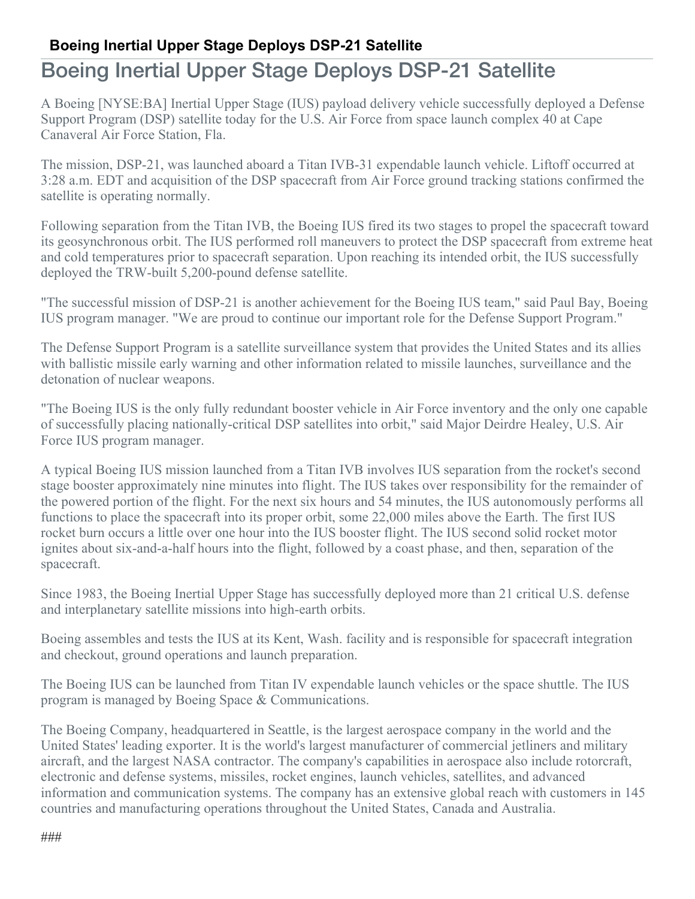# Boeing Inertial Upper Stage Deploys DSP-21 Satellite

A Boeing [NYSE:BA] Inertial Upper Stage (IUS) payload delivery vehicle successfully deployed a Defense Support Program (DSP) satellite today for the U.S. Air Force from space launch complex 40 at Cape Canaveral Air Force Station, Fla.

The mission, DSP-21, was launched aboard a Titan IVB-31 expendable launch vehicle. Liftoff occurred at 3:28 a.m. EDT and acquisition of the DSP spacecraft from Air Force ground tracking stations confirmed the satellite is operating normally.

Following separation from the Titan IVB, the Boeing IUS fired its two stages to propel the spacecraft toward its geosynchronous orbit. The IUS performed roll maneuvers to protect the DSP spacecraft from extreme heat and cold temperatures prior to spacecraft separation. Upon reaching its intended orbit, the IUS successfully deployed the TRW-built 5,200-pound defense satellite.

"The successful mission of DSP-21 is another achievement for the Boeing IUS team," said Paul Bay, Boeing IUS program manager. "We are proud to continue our important role for the Defense Support Program."

The Defense Support Program is a satellite surveillance system that provides the United States and its allies with ballistic missile early warning and other information related to missile launches, surveillance and the detonation of nuclear weapons.

"The Boeing IUS is the only fully redundant booster vehicle in Air Force inventory and the only one capable of successfully placing nationally-critical DSP satellites into orbit," said Major Deirdre Healey, U.S. Air Force IUS program manager.

A typical Boeing IUS mission launched from a Titan IVB involves IUS separation from the rocket's second stage booster approximately nine minutes into flight. The IUS takes over responsibility for the remainder of the powered portion of the flight. For the next six hours and 54 minutes, the IUS autonomously performs all functions to place the spacecraft into its proper orbit, some 22,000 miles above the Earth. The first IUS rocket burn occurs a little over one hour into the IUS booster flight. The IUS second solid rocket motor ignites about six-and-a-half hours into the flight, followed by a coast phase, and then, separation of the spacecraft.

Since 1983, the Boeing Inertial Upper Stage has successfully deployed more than 21 critical U.S. defense and interplanetary satellite missions into high-earth orbits.

Boeing assembles and tests the IUS at its Kent, Wash. facility and is responsible for spacecraft integration and checkout, ground operations and launch preparation.

The Boeing IUS can be launched from Titan IV expendable launch vehicles or the space shuttle. The IUS program is managed by Boeing Space & Communications.

The Boeing Company, headquartered in Seattle, is the largest aerospace company in the world and the United States' leading exporter. It is the world's largest manufacturer of commercial jetliners and military aircraft, and the largest NASA contractor. The company's capabilities in aerospace also include rotorcraft, electronic and defense systems, missiles, rocket engines, launch vehicles, satellites, and advanced information and communication systems. The company has an extensive global reach with customers in 145 countries and manufacturing operations throughout the United States, Canada and Australia.

###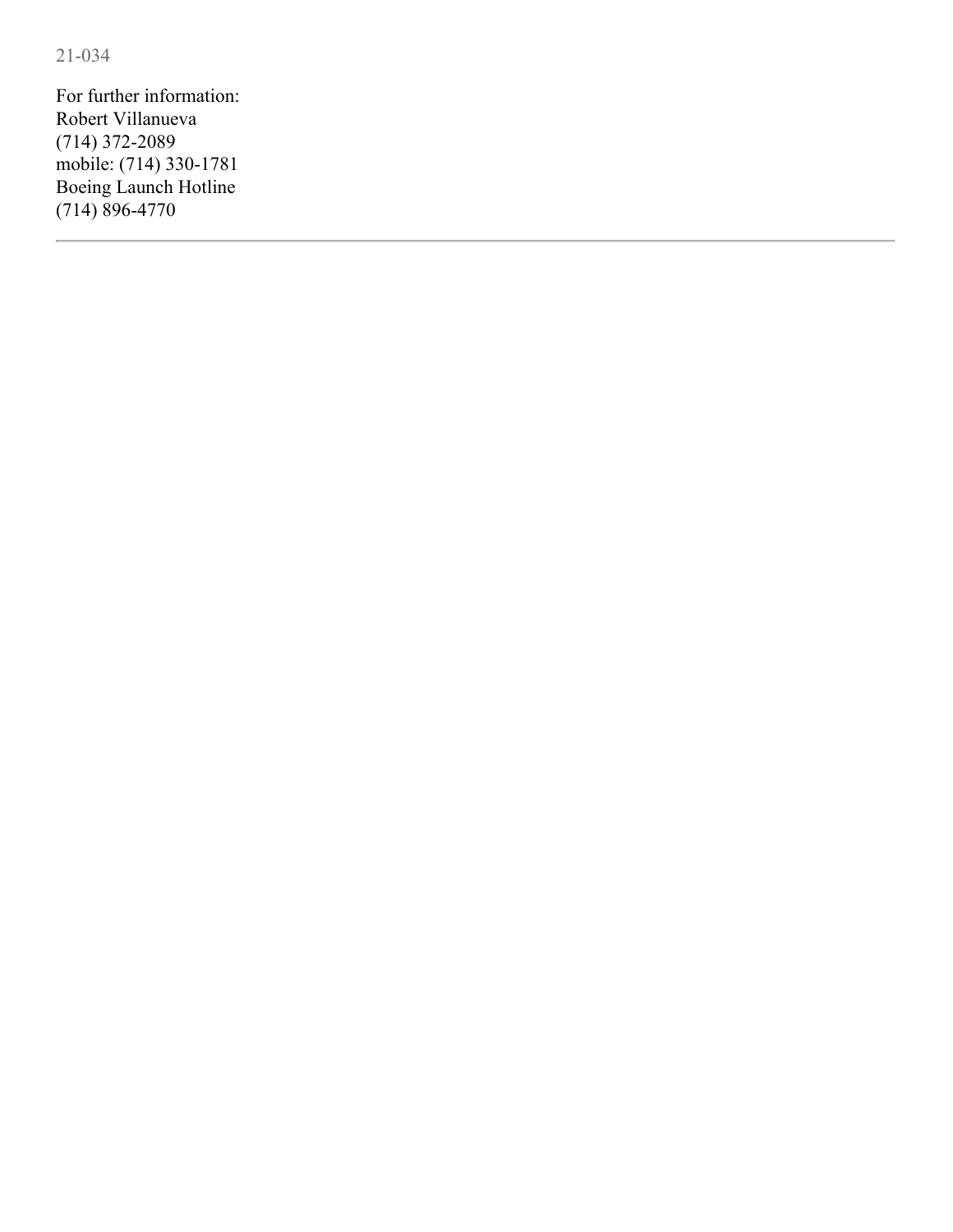21-034

For further information:
Robert Villanueva
(714) 372-2089
mobile: (714) 330-1781
Boeing Launch Hotline
(714) 896-4770

---